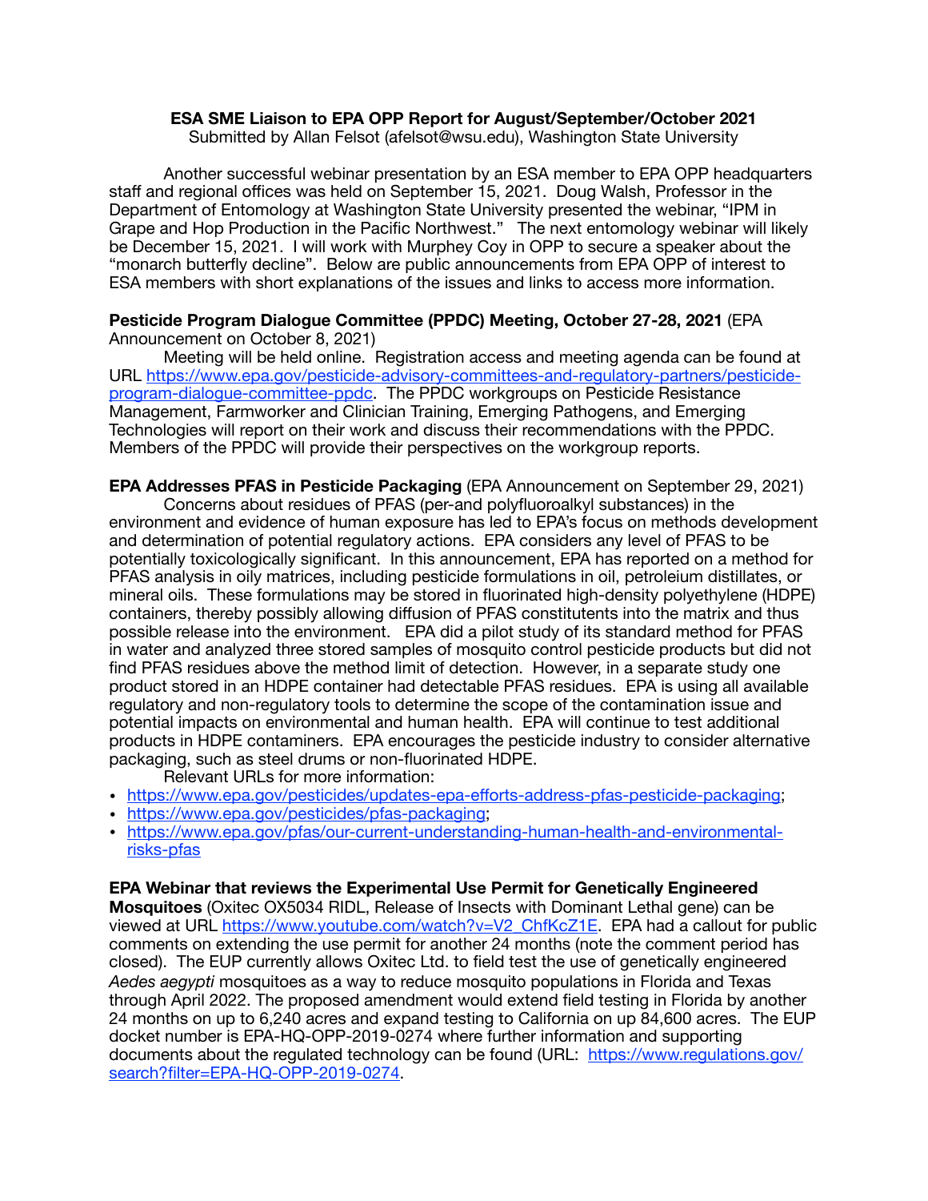**ESA SME Liaison to EPA OPP Report for August/September/October 2021**
Submitted by Allan Felsot (afelsot@wsu.edu), Washington State University

Another successful webinar presentation by an ESA member to EPA OPP headquarters staff and regional offices was held on September 15, 2021. Doug Walsh, Professor in the Department of Entomology at Washington State University presented the webinar, "IPM in Grape and Hop Production in the Pacific Northwest." The next entomology webinar will likely be December 15, 2021. I will work with Murphey Coy in OPP to secure a speaker about the "monarch butterfly decline". Below are public announcements from EPA OPP of interest to ESA members with short explanations of the issues and links to access more information.

**Pesticide Program Dialogue Committee (PPDC) Meeting, October 27-28, 2021** (EPA Announcement on October 8, 2021)

Meeting will be held online. Registration access and meeting agenda can be found at URL https://www.epa.gov/pesticide-advisory-committees-and-regulatory-partners/pesticide-program-dialogue-committee-ppdc. The PPDC workgroups on Pesticide Resistance Management, Farmworker and Clinician Training, Emerging Pathogens, and Emerging Technologies will report on their work and discuss their recommendations with the PPDC. Members of the PPDC will provide their perspectives on the workgroup reports.

**EPA Addresses PFAS in Pesticide Packaging** (EPA Announcement on September 29, 2021)

Concerns about residues of PFAS (per-and polyfluoroalkyl substances) in the environment and evidence of human exposure has led to EPA's focus on methods development and determination of potential regulatory actions. EPA considers any level of PFAS to be potentially toxicologically significant. In this announcement, EPA has reported on a method for PFAS analysis in oily matrices, including pesticide formulations in oil, petroleium distillates, or mineral oils. These formulations may be stored in fluorinated high-density polyethylene (HDPE) containers, thereby possibly allowing diffusion of PFAS constitutents into the matrix and thus possible release into the environment. EPA did a pilot study of its standard method for PFAS in water and analyzed three stored samples of mosquito control pesticide products but did not find PFAS residues above the method limit of detection. However, in a separate study one product stored in an HDPE container had detectable PFAS residues. EPA is using all available regulatory and non-regulatory tools to determine the scope of the contamination issue and potential impacts on environmental and human health. EPA will continue to test additional products in HDPE contaminers. EPA encourages the pesticide industry to consider alternative packaging, such as steel drums or non-fluorinated HDPE.

Relevant URLs for more information:

- https://www.epa.gov/pesticides/updates-epa-efforts-address-pfas-pesticide-packaging;
- https://www.epa.gov/pesticides/pfas-packaging;
- https://www.epa.gov/pfas/our-current-understanding-human-health-and-environmental-risks-pfas

**EPA Webinar that reviews the Experimental Use Permit for Genetically Engineered Mosquitoes** (Oxitec OX5034 RIDL, Release of Insects with Dominant Lethal gene) can be viewed at URL https://www.youtube.com/watch?v=V2_ChfKcZ1E. EPA had a callout for public comments on extending the use permit for another 24 months (note the comment period has closed). The EUP currently allows Oxitec Ltd. to field test the use of genetically engineered *Aedes aegypti* mosquitoes as a way to reduce mosquito populations in Florida and Texas through April 2022. The proposed amendment would extend field testing in Florida by another 24 months on up to 6,240 acres and expand testing to California on up 84,600 acres. The EUP docket number is EPA-HQ-OPP-2019-0274 where further information and supporting documents about the regulated technology can be found (URL: https://www.regulations.gov/search?filter=EPA-HQ-OPP-2019-0274.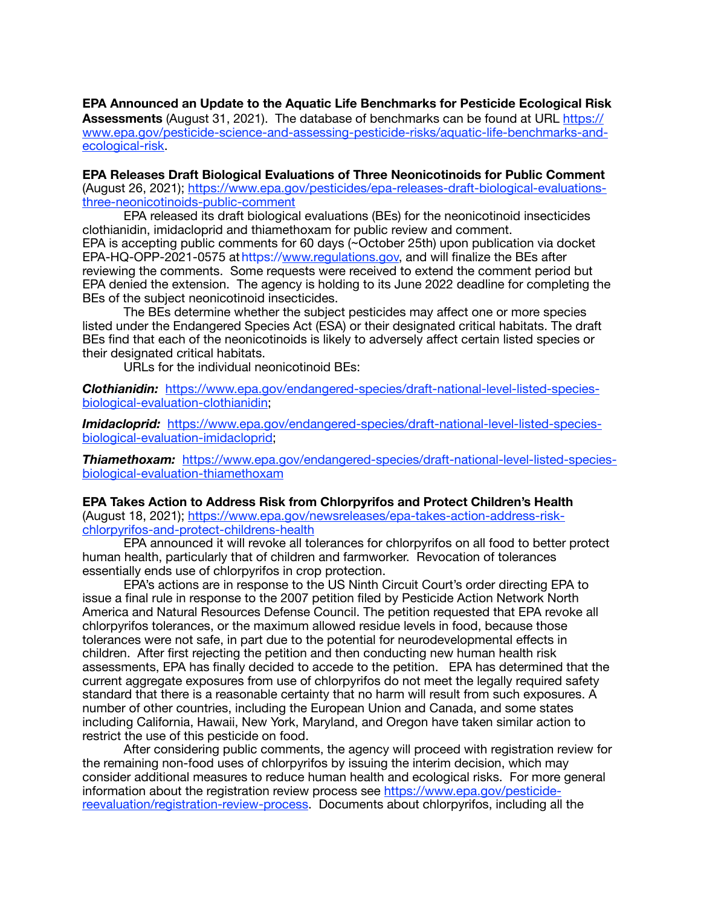**EPA Announced an Update to the Aquatic Life Benchmarks for Pesticide Ecological Risk Assessments** (August 31, 2021). The database of benchmarks can be found at URL [https://www.epa.gov/pesticide-science-and-assessing-pesticide-risks/aquatic-life-benchmarks-and-ecological-risk](https://www.epa.gov/pesticide-science-and-assessing-pesticide-risks/aquatic-life-benchmarks-and-ecological-risk).

**EPA Releases Draft Biological Evaluations of Three Neonicotinoids for Public Comment** (August 26, 2021); [https://www.epa.gov/pesticides/epa-releases-draft-biological-evaluations-three-neonicotinoids-public-comment](https://www.epa.gov/pesticides/epa-releases-draft-biological-evaluations-three-neonicotinoids-public-comment)

EPA released its draft biological evaluations (BEs) for the neonicotinoid insecticides clothianidin, imidacloprid and thiamethoxam for public review and comment. EPA is accepting public comments for 60 days (~October 25th) upon publication via docket EPA-HQ-OPP-2021-0575 at [https://www.regulations.gov](https://www.regulations.gov), and will finalize the BEs after reviewing the comments. Some requests were received to extend the comment period but EPA denied the extension. The agency is holding to its June 2022 deadline for completing the BEs of the subject neonicotinoid insecticides.

The BEs determine whether the subject pesticides may affect one or more species listed under the Endangered Species Act (ESA) or their designated critical habitats. The draft BEs find that each of the neonicotinoids is likely to adversely affect certain listed species or their designated critical habitats.

URLs for the individual neonicotinoid BEs:

***Clothianidin:*** [https://www.epa.gov/endangered-species/draft-national-level-listed-species-biological-evaluation-clothianidin](https://www.epa.gov/endangered-species/draft-national-level-listed-species-biological-evaluation-clothianidin);

***Imidacloprid:*** [https://www.epa.gov/endangered-species/draft-national-level-listed-species-biological-evaluation-imidacloprid](https://www.epa.gov/endangered-species/draft-national-level-listed-species-biological-evaluation-imidacloprid);

***Thiamethoxam:*** [https://www.epa.gov/endangered-species/draft-national-level-listed-species-biological-evaluation-thiamethoxam](https://www.epa.gov/endangered-species/draft-national-level-listed-species-biological-evaluation-thiamethoxam)

**EPA Takes Action to Address Risk from Chlorpyrifos and Protect Children's Health** (August 18, 2021); [https://www.epa.gov/newsreleases/epa-takes-action-address-risk-chlorpyrifos-and-protect-childrens-health](https://www.epa.gov/newsreleases/epa-takes-action-address-risk-chlorpyrifos-and-protect-childrens-health)

EPA announced it will revoke all tolerances for chlorpyrifos on all food to better protect human health, particularly that of children and farmworker. Revocation of tolerances essentially ends use of chlorpyrifos in crop protection.

EPA's actions are in response to the US Ninth Circuit Court's order directing EPA to issue a final rule in response to the 2007 petition filed by Pesticide Action Network North America and Natural Resources Defense Council. The petition requested that EPA revoke all chlorpyrifos tolerances, or the maximum allowed residue levels in food, because those tolerances were not safe, in part due to the potential for neurodevelopmental effects in children. After first rejecting the petition and then conducting new human health risk assessments, EPA has finally decided to accede to the petition. EPA has determined that the current aggregate exposures from use of chlorpyrifos do not meet the legally required safety standard that there is a reasonable certainty that no harm will result from such exposures. A number of other countries, including the European Union and Canada, and some states including California, Hawaii, New York, Maryland, and Oregon have taken similar action to restrict the use of this pesticide on food.

After considering public comments, the agency will proceed with registration review for the remaining non-food uses of chlorpyrifos by issuing the interim decision, which may consider additional measures to reduce human health and ecological risks. For more general information about the registration review process see [https://www.epa.gov/pesticide-reevaluation/registration-review-process](https://www.epa.gov/pesticide-reevaluation/registration-review-process). Documents about chlorpyrifos, including all the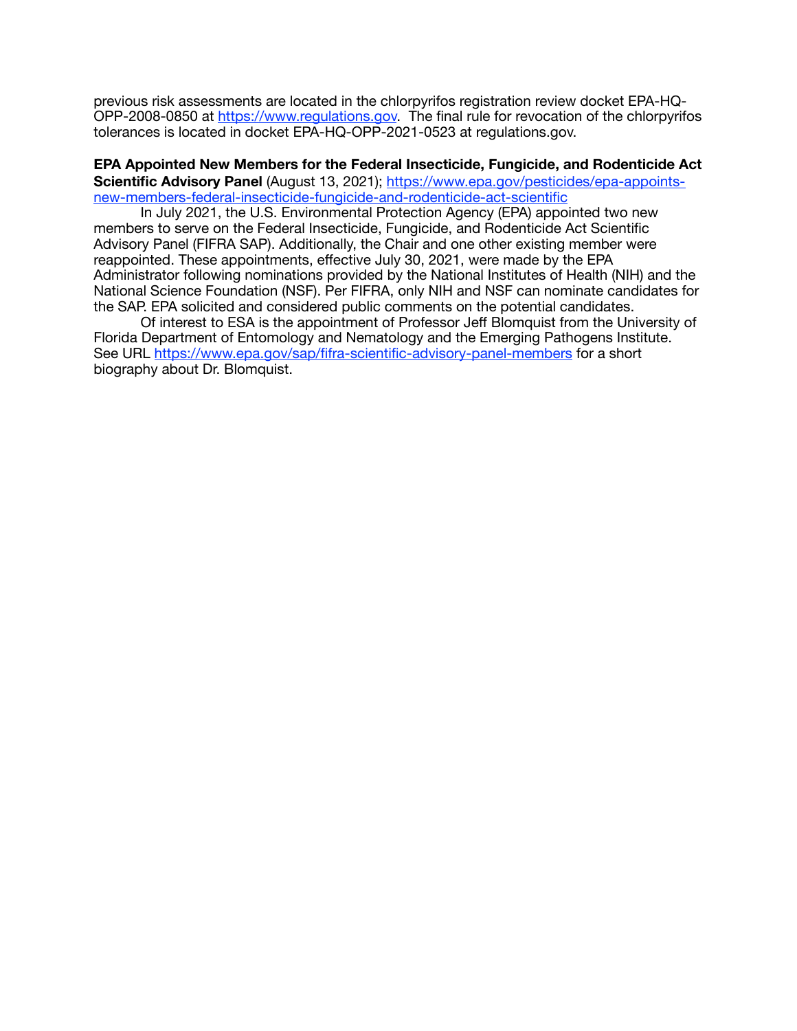previous risk assessments are located in the chlorpyrifos registration review docket EPA-HQ-OPP-2008-0850 at https://www.regulations.gov. The final rule for revocation of the chlorpyrifos tolerances is located in docket EPA-HQ-OPP-2021-0523 at regulations.gov.

**EPA Appointed New Members for the Federal Insecticide, Fungicide, and Rodenticide Act Scientific Advisory Panel** (August 13, 2021); https://www.epa.gov/pesticides/epa-appoints-new-members-federal-insecticide-fungicide-and-rodenticide-act-scientific

In July 2021, the U.S. Environmental Protection Agency (EPA) appointed two new members to serve on the Federal Insecticide, Fungicide, and Rodenticide Act Scientific Advisory Panel (FIFRA SAP). Additionally, the Chair and one other existing member were reappointed. These appointments, effective July 30, 2021, were made by the EPA Administrator following nominations provided by the National Institutes of Health (NIH) and the National Science Foundation (NSF). Per FIFRA, only NIH and NSF can nominate candidates for the SAP. EPA solicited and considered public comments on the potential candidates.

Of interest to ESA is the appointment of Professor Jeff Blomquist from the University of Florida Department of Entomology and Nematology and the Emerging Pathogens Institute. See URL https://www.epa.gov/sap/fifra-scientific-advisory-panel-members for a short biography about Dr. Blomquist.